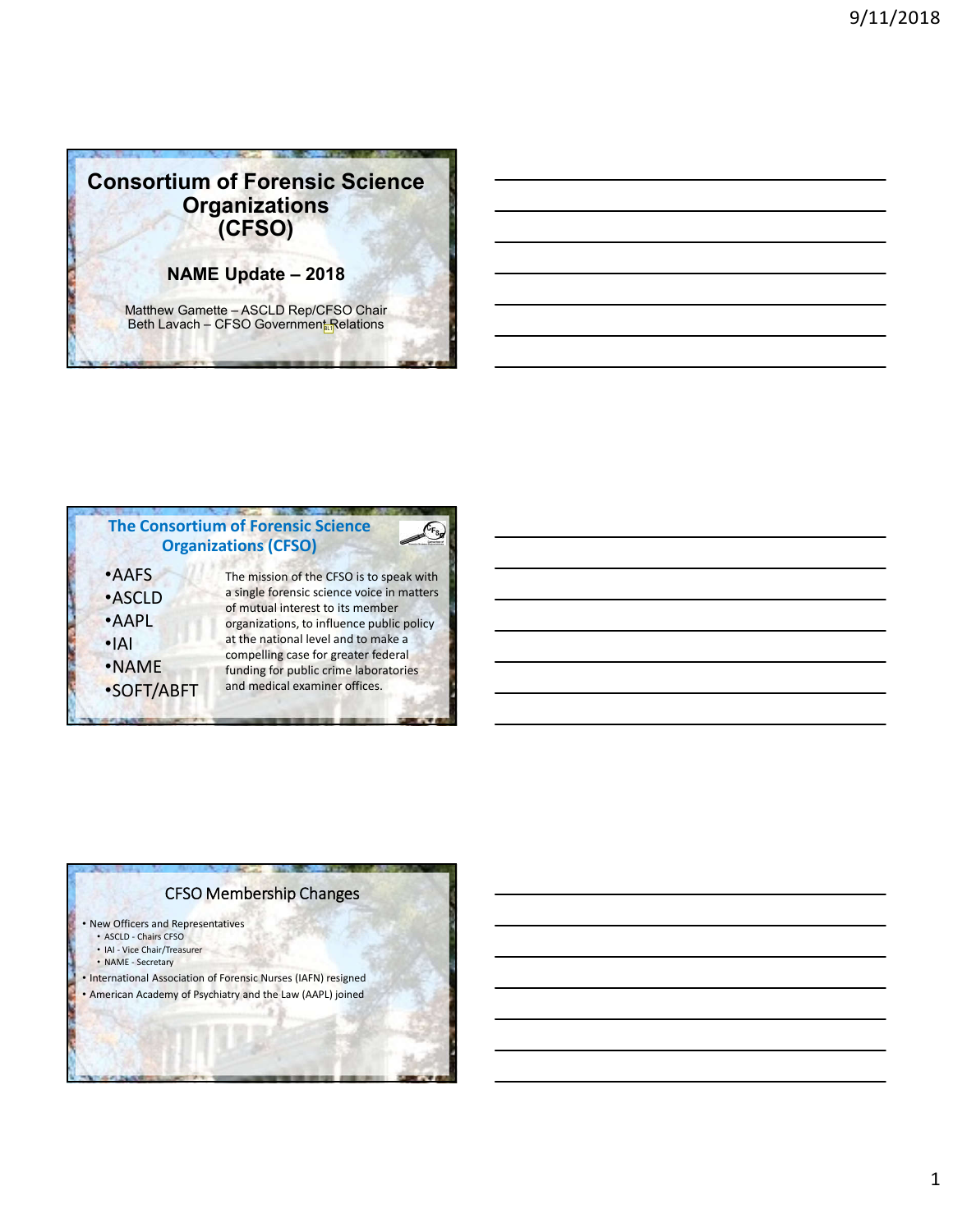# Consortium of Forensic Science Organizations (CFSO)

## NAME Update – 2018

Matthew Gamette – ASCLD Rep/CFSO Chair
Beth Lavach – CFSO Government Relations

## The Consortium of Forensic Science Organizations (CFSO)

- AAFS
- ASCLD
- AAPL
- IAI
- NAME
- SOFT/ABFT

The mission of the CFSO is to speak with a single forensic science voice in matters of mutual interest to its member organizations, to influence public policy at the national level and to make a compelling case for greater federal funding for public crime laboratories and medical examiner offices.

## CFSO Membership Changes

- New Officers and Representatives
  - ASCLD - Chairs CFSO
  - IAI - Vice Chair/Treasurer
  - NAME - Secretary
- International Association of Forensic Nurses (IAFN) resigned
- American Academy of Psychiatry and the Law (AAPL) joined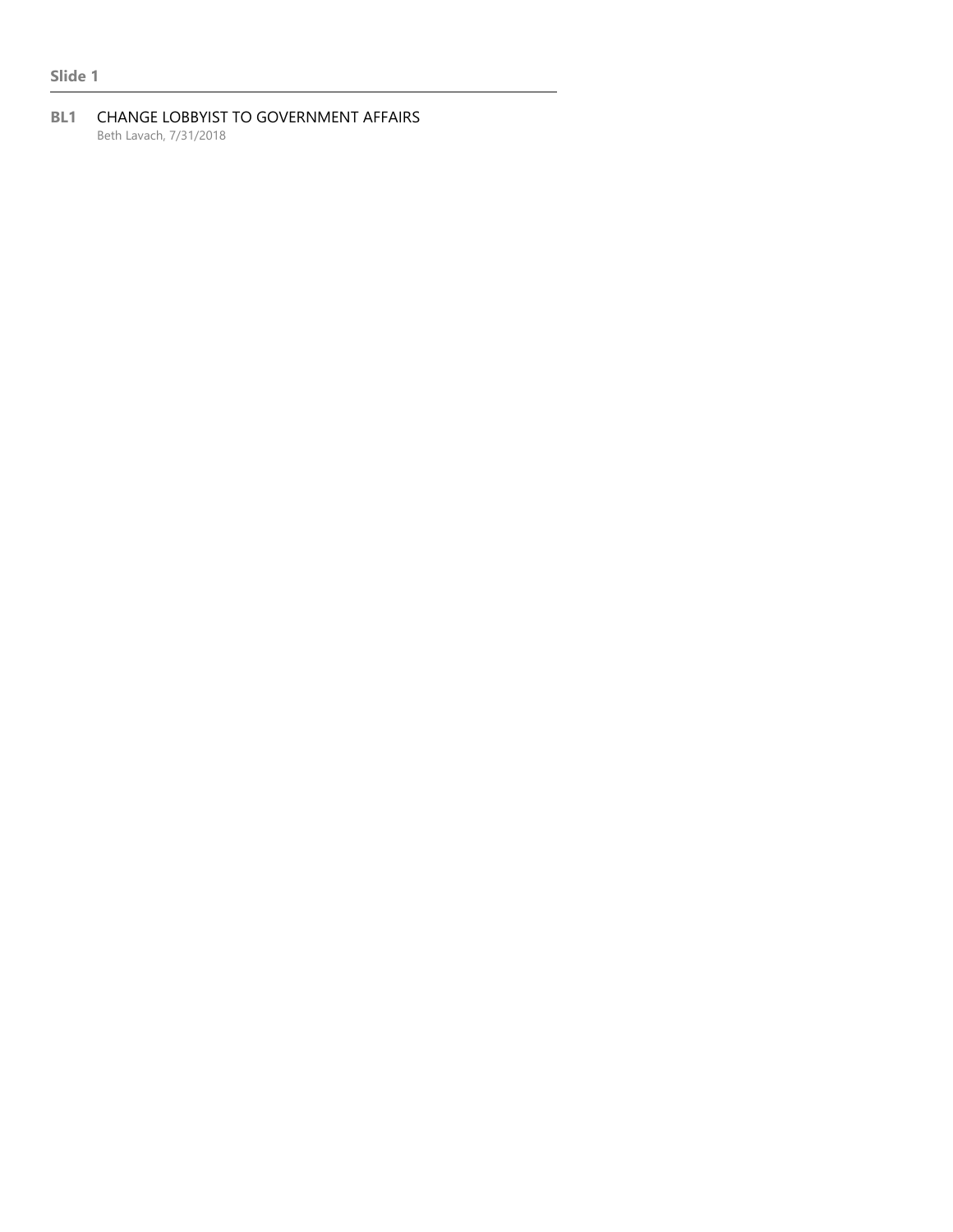**Slide 1**

---

**BL1** CHANGE LOBBYIST TO GOVERNMENT AFFAIRS
Beth Lavach, 7/31/2018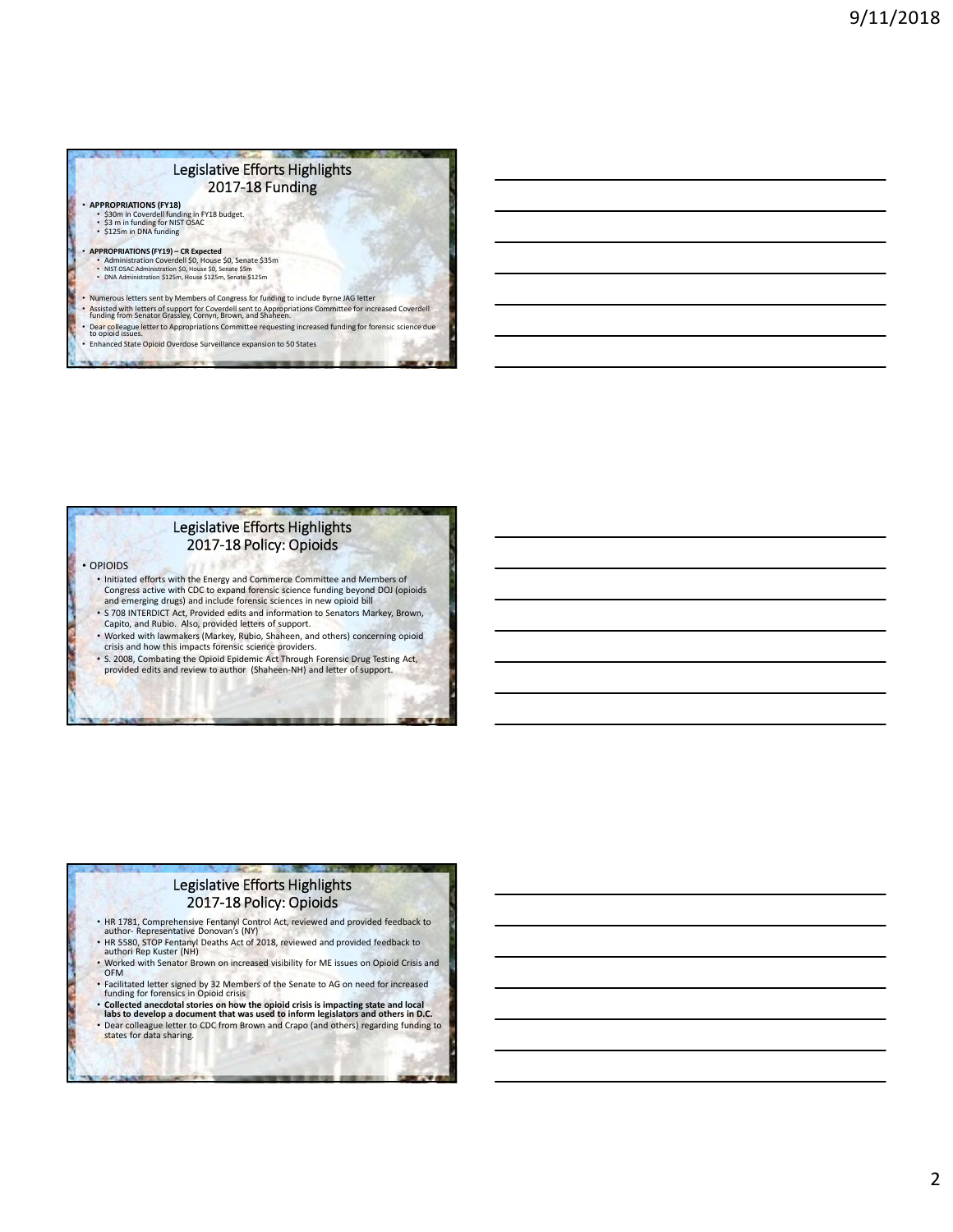## Legislative Efforts Highlights 2017-18 Funding

- **APPROPRIATIONS (FY18)**
  - $30m in Coverdell funding in FY18 budget.
  - $3 m in funding for NIST OSAC
  - $125m in DNA funding
- **APPROPRIATIONS (FY19) – CR Expected**
  - Administration Coverdell $0, House $0, Senate $35m
  - NIST OSAC Administration $0, House $0, Senate $5m
  - DNA Administration $125m, House $125m, Senate $125m
- Numerous letters sent by Members of Congress for funding to include Byrne JAG letter
- Assisted with letters of support for Coverdell sent to Appropriations Committee for increased Coverdell funding from Senator Grassley, Cornyn, Brown, and Shaheen.
- Dear colleague letter to Appropriations Committee requesting increased funding for forensic science due to opioid issues.
- Enhanced State Opioid Overdose Surveillance expansion to 50 States

## Legislative Efforts Highlights 2017-18 Policy: Opioids

- OPIOIDS
  - Initiated efforts with the Energy and Commerce Committee and Members of Congress active with CDC to expand forensic science funding beyond DOJ (opioids and emerging drugs) and include forensic sciences in new opioid bill
  - S 708 INTERDICT Act, Provided edits and information to Senators Markey, Brown, Capito, and Rubio. Also, provided letters of support.
  - Worked with lawmakers (Markey, Rubio, Shaheen, and others) concerning opioid crisis and how this impacts forensic science providers.
  - S. 2008, Combating the Opioid Epidemic Act Through Forensic Drug Testing Act, provided edits and review to author (Shaheen-NH) and letter of support.

## Legislative Efforts Highlights 2017-18 Policy: Opioids

- HR 1781, Comprehensive Fentanyl Control Act, reviewed and provided feedback to author- Representative Donovan's (NY)
- HR 5580, STOP Fentanyl Deaths Act of 2018, reviewed and provided feedback to authori Rep Kuster (NH)
- Worked with Senator Brown on increased visibility for ME issues on Opioid Crisis and OFM
- Facilitated letter signed by 32 Members of the Senate to AG on need for increased funding for forensics in Opioid crisis
- **Collected anecdotal stories on how the opioid crisis is impacting state and local labs to develop a document that was used to inform legislators and others in D.C.**
- Dear colleague letter to CDC from Brown and Crapo (and others) regarding funding to states for data sharing.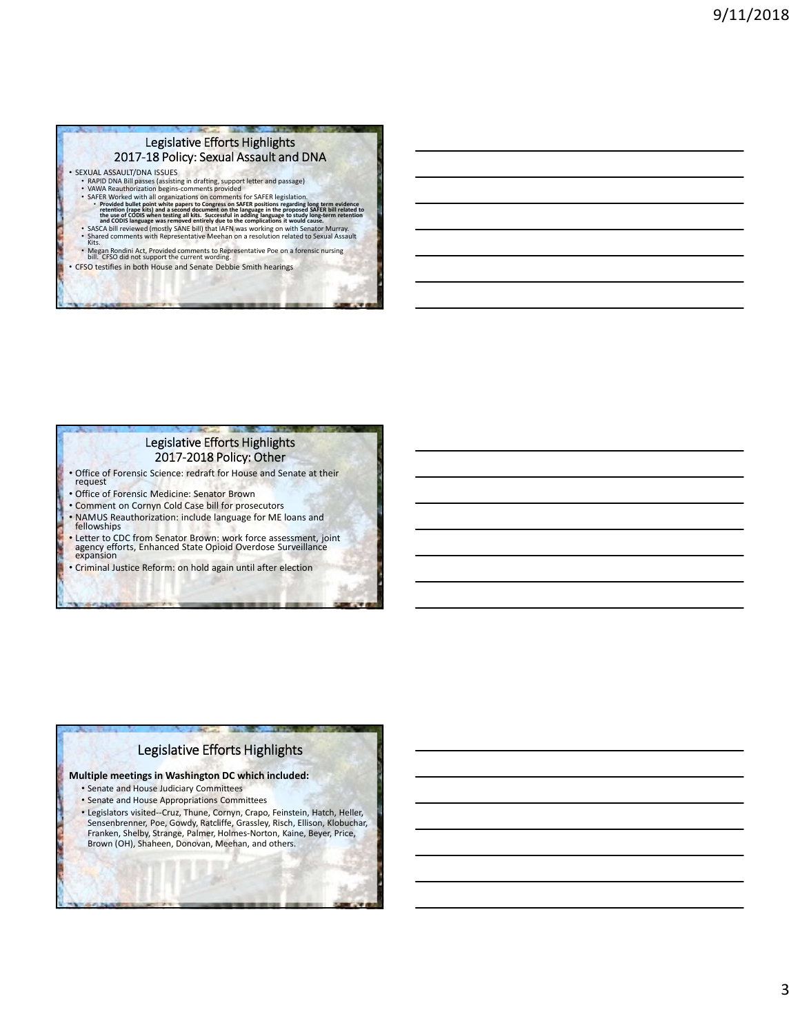## Legislative Efforts Highlights
## 2017-18 Policy: Sexual Assault and DNA

- SEXUAL ASSAULT/DNA ISSUES
  - RAPID DNA Bill passes (assisting in drafting, support letter and passage)
  - VAWA Reauthorization begins-comments provided
  - SAFER Worked with all organizations on comments for SAFER legislation.
    - **Provided bullet point white papers to Congress on SAFER positions regarding long term evidence retention (rape kits) and a second document on the language in the proposed SAFER bill related to the use of CODIS when testing all kits. Successful in adding language to study long-term retention and CODIS language was removed entirely due to the complications it would cause.**
  - SASCA bill reviewed (mostly SANE bill) that IAFN was working on with Senator Murray.
  - Shared comments with Representative Meehan on a resolution related to Sexual Assault Kits.
  - Megan Rondini Act, Provided comments to Representative Poe on a forensic nursing bill. CFSO did not support the current wording.
- CFSO testifies in both House and Senate Debbie Smith hearings

## Legislative Efforts Highlights
## 2017-2018 Policy: Other

- Office of Forensic Science: redraft for House and Senate at their request
- Office of Forensic Medicine: Senator Brown
- Comment on Cornyn Cold Case bill for prosecutors
- NAMUS Reauthorization: include language for ME loans and fellowships
- Letter to CDC from Senator Brown: work force assessment, joint agency efforts, Enhanced State Opioid Overdose Surveillance expansion
- Criminal Justice Reform: on hold again until after election

## Legislative Efforts Highlights

**Multiple meetings in Washington DC which included:**

- Senate and House Judiciary Committees
- Senate and House Appropriations Committees
- Legislators visited--Cruz, Thune, Cornyn, Crapo, Feinstein, Hatch, Heller, Sensenbrenner, Poe, Gowdy, Ratcliffe, Grassley, Risch, Ellison, Klobuchar, Franken, Shelby, Strange, Palmer, Holmes-Norton, Kaine, Beyer, Price, Brown (OH), Shaheen, Donovan, Meehan, and others.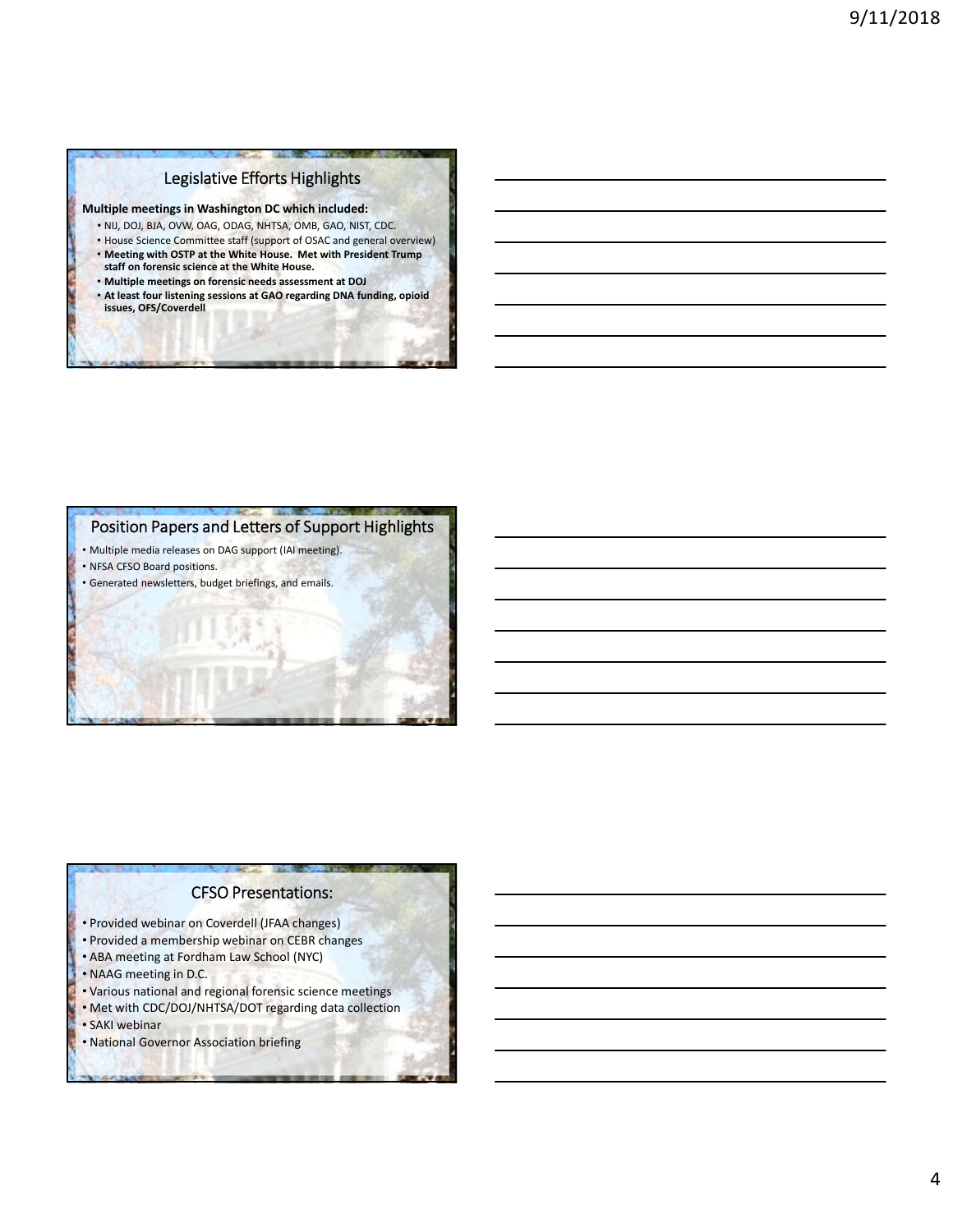## Legislative Efforts Highlights

**Multiple meetings in Washington DC which included:**

- NIJ, DOJ, BJA, OVW, OAG, ODAG, NHTSA, OMB, GAO, NIST, CDC.
- House Science Committee staff (support of OSAC and general overview)
- **Meeting with OSTP at the White House. Met with President Trump staff on forensic science at the White House.**
- **Multiple meetings on forensic needs assessment at DOJ**
- **At least four listening sessions at GAO regarding DNA funding, opioid issues, OFS/Coverdell**

## Position Papers and Letters of Support Highlights

- Multiple media releases on DAG support (IAI meeting).
- NFSA CFSO Board positions.
- Generated newsletters, budget briefings, and emails.

## CFSO Presentations:

- Provided webinar on Coverdell (JFAA changes)
- Provided a membership webinar on CEBR changes
- ABA meeting at Fordham Law School (NYC)
- NAAG meeting in D.C.
- Various national and regional forensic science meetings
- Met with CDC/DOJ/NHTSA/DOT regarding data collection
- SAKI webinar
- National Governor Association briefing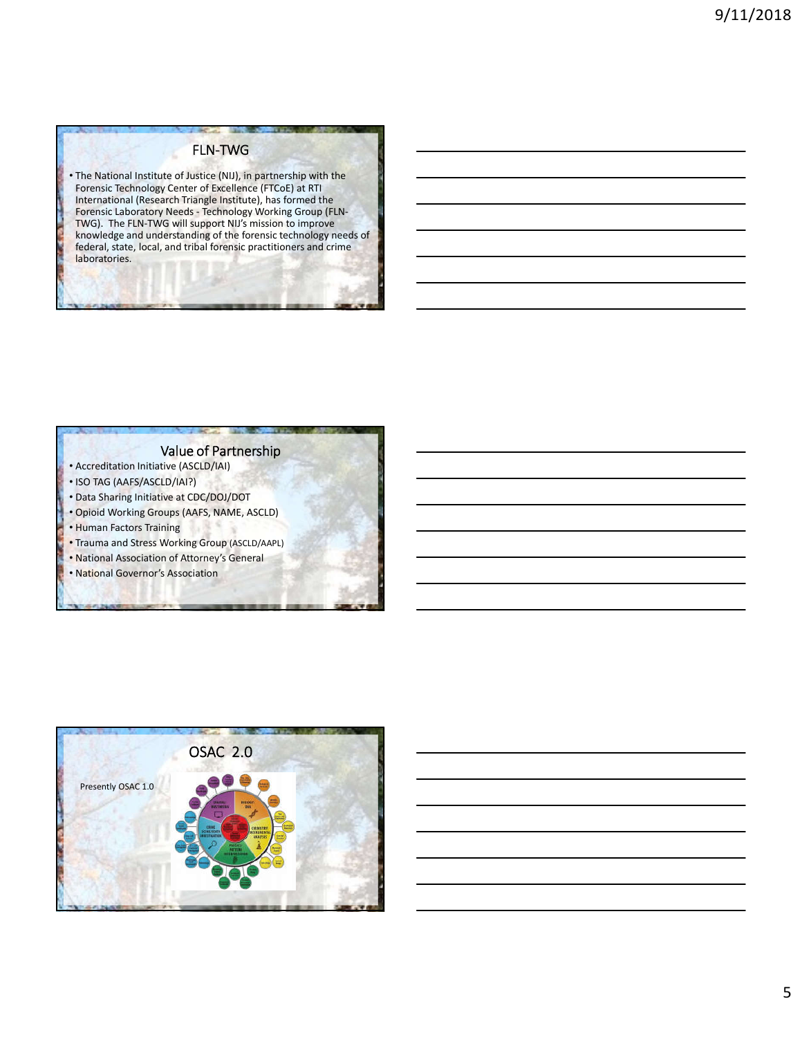## FLN-TWG

- The National Institute of Justice (NIJ), in partnership with the Forensic Technology Center of Excellence (FTCoE) at RTI International (Research Triangle Institute), has formed the Forensic Laboratory Needs - Technology Working Group (FLN-TWG). The FLN-TWG will support NIJ's mission to improve knowledge and understanding of the forensic technology needs of federal, state, local, and tribal forensic practitioners and crime laboratories.

## Value of Partnership

- Accreditation Initiative (ASCLD/IAI)
- ISO TAG (AAFS/ASCLD/IAI?)
- Data Sharing Initiative at CDC/DOJ/DOT
- Opioid Working Groups (AAFS, NAME, ASCLD)
- Human Factors Training
- Trauma and Stress Working Group (ASCLD/AAPL)
- National Association of Attorney's General
- National Governor's Association

## OSAC 2.0

Presently OSAC 1.0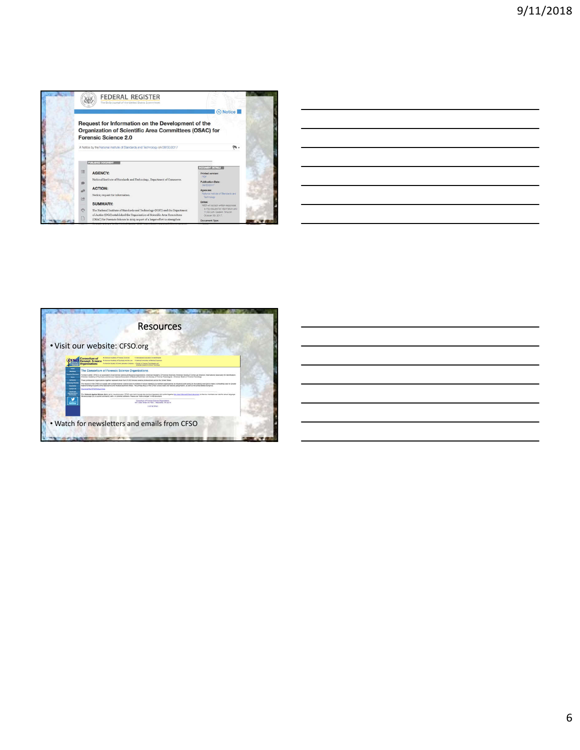FEDERAL REGISTER

The Daily Journal of the United States Government

Notice

## Request for Information on the Development of the Organization of Scientific Area Committees (OSAC) for Forensic Science 2.0

A Notice by the National Institute of Standards and Technology on 08/30/2017

PUBLISHED DOCUMENT

**AGENCY:**

National Institute of Standards and Technology, Department of Commerce.

**ACTION:**

Notice; request for information.

**SUMMARY:**

The National Institute of Standards and Technology (NIST) and the Department of Justice (DOJ) established the Organization of Scientific Area Committees (OSAC) for Forensic Science in 2015 as part of a larger effort to strengthen

DOCUMENT DETAILS

Printed version: PDF

Publication Date: 08/30/2017

Agencies: National Institute of Standards and Technology

Dates: NIST will accept written responses to this request for information until 11:59 p.m. Eastern Time on October 30, 2017.

Document Type:

## Resources

- Visit our website: CFSO.org

Consortium of Forensic Science Organizations

The Consortium of Forensic Science Organizations

- Watch for newsletters and emails from CFSO